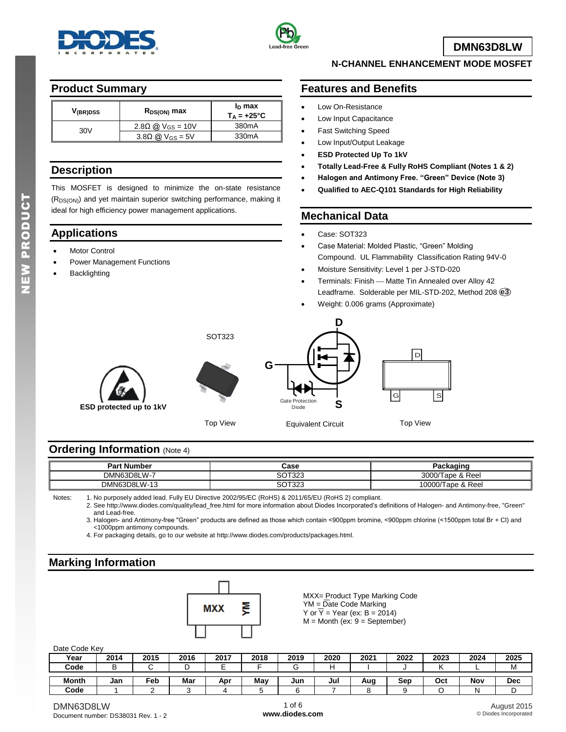# DMN63D8LW

## N-CHANNEL ENHANCEMENT MODE MOSFET

## Product Summary

| $V_{(BR)DSS}$ | $R_{DS(ON)}$ max | $I_D$ max $T_A = +25°C$ |
|---|---|---|
| 30V | 2.8Ω @ $V_{GS}$ = 10V | 380mA |
| | 3.8Ω @ $V_{GS}$ = 5V | 330mA |

## Description

This MOSFET is designed to minimize the on-state resistance ($R_{DS(ON)}$) and yet maintain superior switching performance, making it ideal for high efficiency power management applications.

## Applications

- Motor Control
- Power Management Functions
- Backlighting

## Features and Benefits

- Low On-Resistance
- Low Input Capacitance
- Fast Switching Speed
- Low Input/Output Leakage
- **ESD Protected Up To 1kV**
- **Totally Lead-Free & Fully RoHS Compliant (Notes 1 & 2)**
- **Halogen and Antimony Free. "Green" Device (Note 3)**
- **Qualified to AEC-Q101 Standards for High Reliability**

## Mechanical Data

- Case: SOT323
- Case Material: Molded Plastic, "Green" Molding Compound. UL Flammability Classification Rating 94V-0
- Moisture Sensitivity: Level 1 per J-STD-020
- Terminals: Finish — Matte Tin Annealed over Alloy 42 Leadframe. Solderable per MIL-STD-202, Method 208 (e3)
- Weight: 0.006 grams (Approximate)

**ESD protected up to 1kV**

SOT323

Top View

Gate Protection Diode

Equivalent Circuit

Top View

## Ordering Information (Note 4)

| Part Number | Case | Packaging |
|---|---|---|
| DMN63D8LW-7 | SOT323 | 3000/Tape & Reel |
| DMN63D8LW-13 | SOT323 | 10000/Tape & Reel |

Notes:
1. No purposely added lead. Fully EU Directive 2002/95/EC (RoHS) & 2011/65/EU (RoHS 2) compliant.
2. See http://www.diodes.com/quality/lead_free.html for more information about Diodes Incorporated's definitions of Halogen- and Antimony-free, "Green" and Lead-free.
3. Halogen- and Antimony-free "Green" products are defined as those which contain <900ppm bromine, <900ppm chlorine (<1500ppm total Br + Cl) and <1000ppm antimony compounds.
4. For packaging details, go to our website at http://www.diodes.com/products/packages.html.

## Marking Information

MXX YM

MXX= Product Type Marking Code
YM = Date Code Marking
Y or $\overline{Y}$ = Year (ex: B = 2014)
M = Month (ex: 9 = September)

Date Code Key

| Year | 2014 | 2015 | 2016 | 2017 | 2018 | 2019 | 2020 | 2021 | 2022 | 2023 | 2024 | 2025 |
|---|---|---|---|---|---|---|---|---|---|---|---|---|
| Code | B | C | D | E | F | G | H | I | J | K | L | M |

| Month | Jan | Feb | Mar | Apr | May | Jun | Jul | Aug | Sep | Oct | Nov | Dec |
|---|---|---|---|---|---|---|---|---|---|---|---|---|
| Code | 1 | 2 | 3 | 4 | 5 | 6 | 7 | 8 | 9 | O | N | D |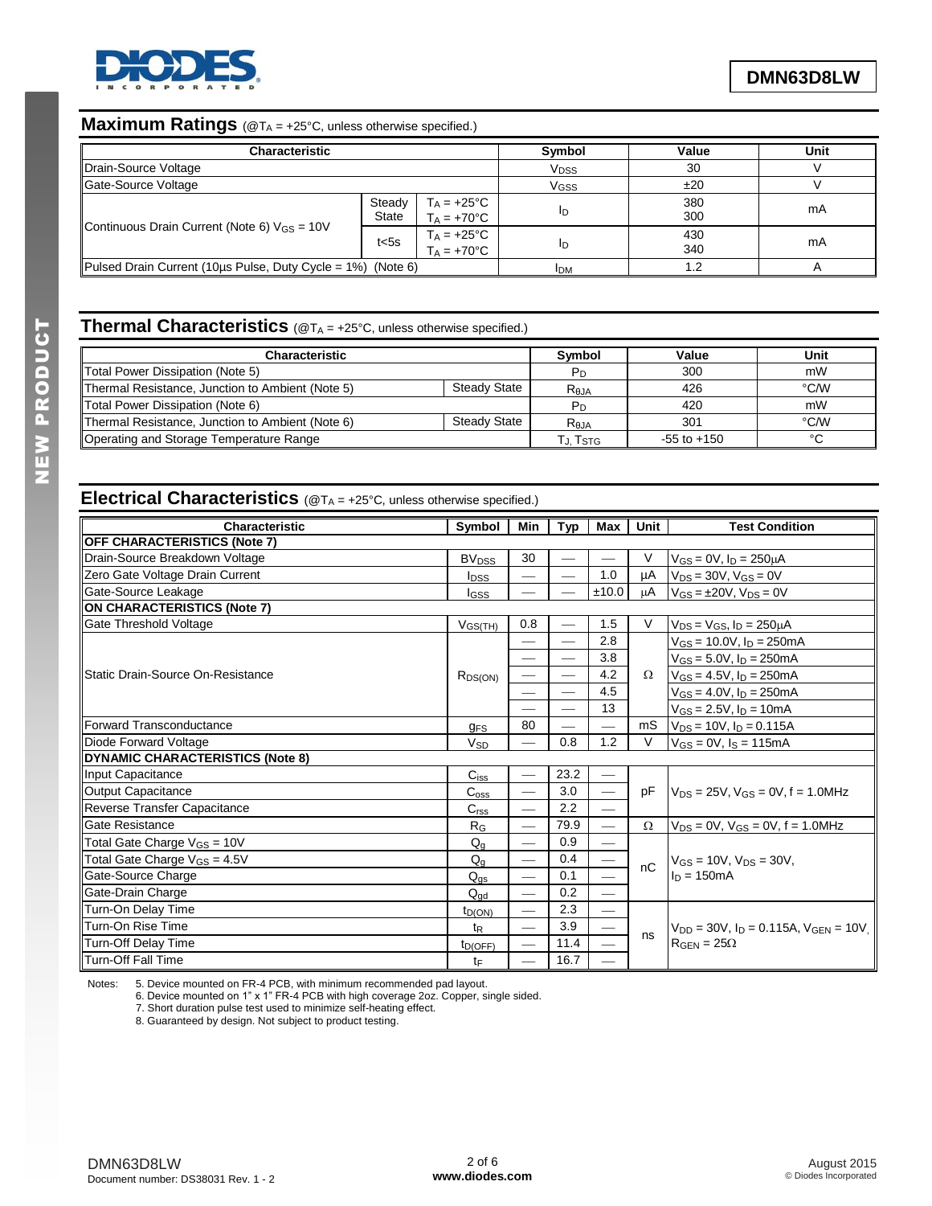## Maximum Ratings (@$T_A$ = +25°C, unless otherwise specified.)

| Characteristic | | | Symbol | Value | Unit |
|---|---|---|---|---|---|
| Drain-Source Voltage | | | $V_{DSS}$ | 30 | V |
| Gate-Source Voltage | | | $V_{GSS}$ | ±20 | V |
| Continuous Drain Current (Note 6) $V_{GS}$ = 10V | Steady State | $T_A$ = +25°C<br>$T_A$ = +70°C | $I_D$ | 380<br>300 | mA |
| | t<5s | $T_A$ = +25°C<br>$T_A$ = +70°C | $I_D$ | 430<br>340 | mA |
| Pulsed Drain Current (10µs Pulse, Duty Cycle = 1%) (Note 6) | | | $I_{DM}$ | 1.2 | A |

## Thermal Characteristics (@$T_A$ = +25°C, unless otherwise specified.)

| Characteristic | | Symbol | Value | Unit |
|---|---|---|---|---|
| Total Power Dissipation (Note 5) | | $P_D$ | 300 | mW |
| Thermal Resistance, Junction to Ambient (Note 5) | Steady State | $R_{\theta JA}$ | 426 | °C/W |
| Total Power Dissipation (Note 6) | | $P_D$ | 420 | mW |
| Thermal Resistance, Junction to Ambient (Note 6) | Steady State | $R_{\theta JA}$ | 301 | °C/W |
| Operating and Storage Temperature Range | | $T_J$, $T_{STG}$ | -55 to +150 | °C |

## Electrical Characteristics (@$T_A$ = +25°C, unless otherwise specified.)

| Characteristic | Symbol | Min | Typ | Max | Unit | Test Condition |
|---|---|---|---|---|---|---|
| **OFF CHARACTERISTICS (Note 7)** | | | | | | |
| Drain-Source Breakdown Voltage | $BV_{DSS}$ | 30 | — | — | V | $V_{GS}$ = 0V, $I_D$ = 250µA |
| Zero Gate Voltage Drain Current | $I_{DSS}$ | — | — | 1.0 | µA | $V_{DS}$ = 30V, $V_{GS}$ = 0V |
| Gate-Source Leakage | $I_{GSS}$ | — | — | ±10.0 | µA | $V_{GS}$ = ±20V, $V_{DS}$ = 0V |
| **ON CHARACTERISTICS (Note 7)** | | | | | | |
| Gate Threshold Voltage | $V_{GS(TH)}$ | 0.8 | — | 1.5 | V | $V_{DS}$ = $V_{GS}$, $I_D$ = 250µA |
| Static Drain-Source On-Resistance | $R_{DS(ON)}$ | — | — | 2.8 | Ω | $V_{GS}$ = 10.0V, $I_D$ = 250mA |
| | | — | — | 3.8 | | $V_{GS}$ = 5.0V, $I_D$ = 250mA |
| | | — | — | 4.2 | | $V_{GS}$ = 4.5V, $I_D$ = 250mA |
| | | — | — | 4.5 | | $V_{GS}$ = 4.0V, $I_D$ = 250mA |
| | | — | — | 13 | | $V_{GS}$ = 2.5V, $I_D$ = 10mA |
| Forward Transconductance | $g_{FS}$ | 80 | — | — | mS | $V_{DS}$ = 10V, $I_D$ = 0.115A |
| Diode Forward Voltage | $V_{SD}$ | — | 0.8 | 1.2 | V | $V_{GS}$ = 0V, $I_S$ = 115mA |
| **DYNAMIC CHARACTERISTICS (Note 8)** | | | | | | |
| Input Capacitance | $C_{iss}$ | — | 23.2 | — | pF | $V_{DS}$ = 25V, $V_{GS}$ = 0V, f = 1.0MHz |
| Output Capacitance | $C_{oss}$ | — | 3.0 | — | | |
| Reverse Transfer Capacitance | $C_{rss}$ | — | 2.2 | — | | |
| Gate Resistance | $R_G$ | — | 79.9 | — | Ω | $V_{DS}$ = 0V, $V_{GS}$ = 0V, f = 1.0MHz |
| Total Gate Charge $V_{GS}$ = 10V | $Q_g$ | — | 0.9 | — | nC | $V_{GS}$ = 10V, $V_{DS}$ = 30V, $I_D$ = 150mA |
| Total Gate Charge $V_{GS}$ = 4.5V | $Q_g$ | — | 0.4 | — | | |
| Gate-Source Charge | $Q_{gs}$ | — | 0.1 | — | | |
| Gate-Drain Charge | $Q_{gd}$ | — | 0.2 | — | | |
| Turn-On Delay Time | $t_{D(ON)}$ | — | 2.3 | — | ns | $V_{DD}$ = 30V, $I_D$ = 0.115A, $V_{GEN}$ = 10V, $R_{GEN}$ = 25Ω |
| Turn-On Rise Time | $t_R$ | — | 3.9 | — | | |
| Turn-Off Delay Time | $t_{D(OFF)}$ | — | 11.4 | — | | |
| Turn-Off Fall Time | $t_F$ | — | 16.7 | — | | |

Notes:
5. Device mounted on FR-4 PCB, with minimum recommended pad layout.
6. Device mounted on 1" x 1" FR-4 PCB with high coverage 2oz. Copper, single sided.
7. Short duration pulse test used to minimize self-heating effect.
8. Guaranteed by design. Not subject to product testing.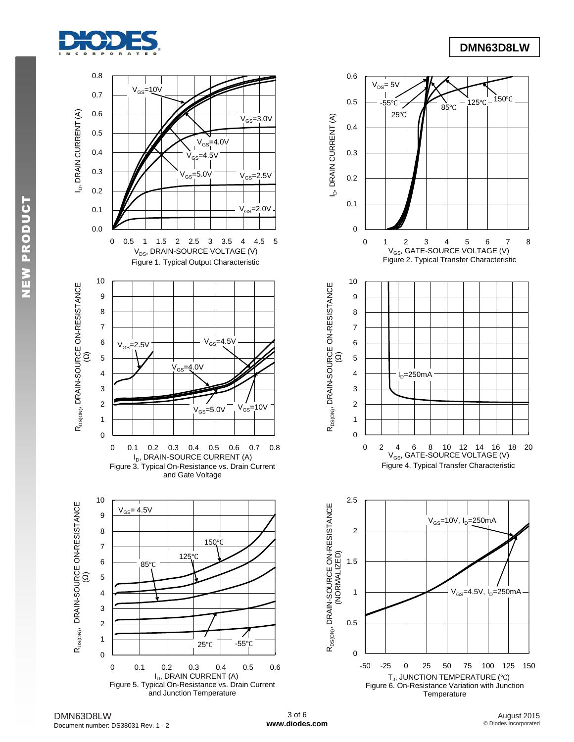Figure 1. Typical Output Characteristic

Figure 2. Typical Transfer Characteristic

Figure 3. Typical On-Resistance vs. Drain Current and Gate Voltage

Figure 4. Typical Transfer Characteristic

Figure 5. Typical On-Resistance vs. Drain Current and Junction Temperature

Figure 6. On-Resistance Variation with Junction Temperature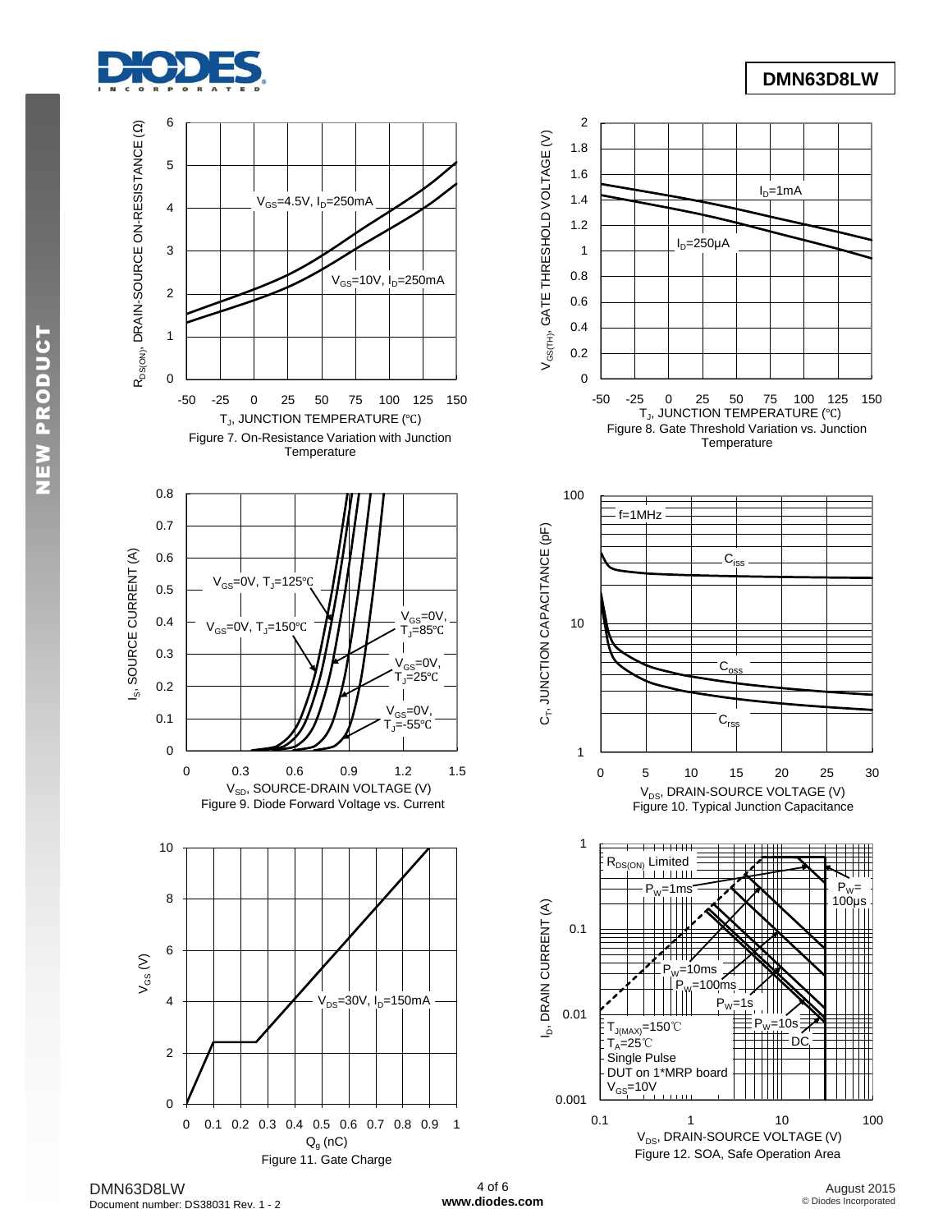Figure 7. On-Resistance Variation with Junction Temperature

Figure 8. Gate Threshold Variation vs. Junction Temperature

Figure 9. Diode Forward Voltage vs. Current

Figure 10. Typical Junction Capacitance

Figure 11. Gate Charge

Figure 12. SOA, Safe Operation Area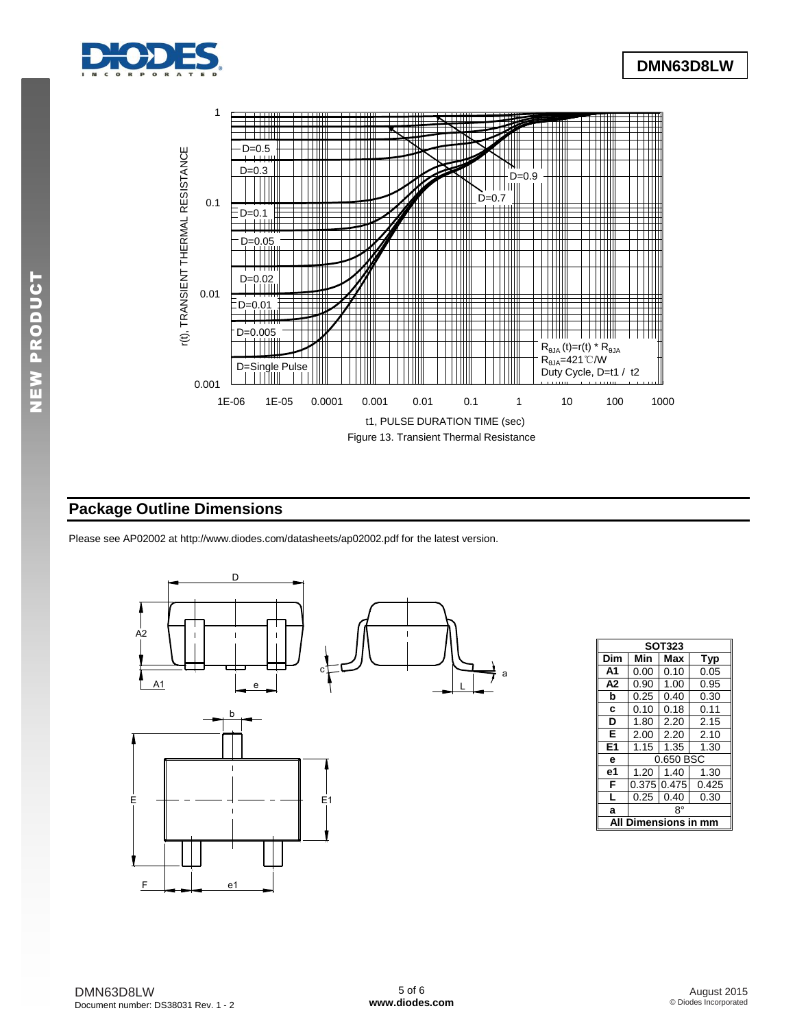Figure 13. Transient Thermal Resistance

## Package Outline Dimensions

Please see AP02002 at http://www.diodes.com/datasheets/ap02002.pdf for the latest version.

| SOT323 | | | |
|---|---|---|---|
| **Dim** | **Min** | **Max** | **Typ** |
| **A1** | 0.00 | 0.10 | 0.05 |
| **A2** | 0.90 | 1.00 | 0.95 |
| **b** | 0.25 | 0.40 | 0.30 |
| **c** | 0.10 | 0.18 | 0.11 |
| **D** | 1.80 | 2.20 | 2.15 |
| **E** | 2.00 | 2.20 | 2.10 |
| **E1** | 1.15 | 1.35 | 1.30 |
| **e** | 0.650 BSC | | |
| **e1** | 1.20 | 1.40 | 1.30 |
| **F** | 0.375 | 0.475 | 0.425 |
| **L** | 0.25 | 0.40 | 0.30 |
| **a** | 8° | | |
| **All Dimensions in mm** | | | |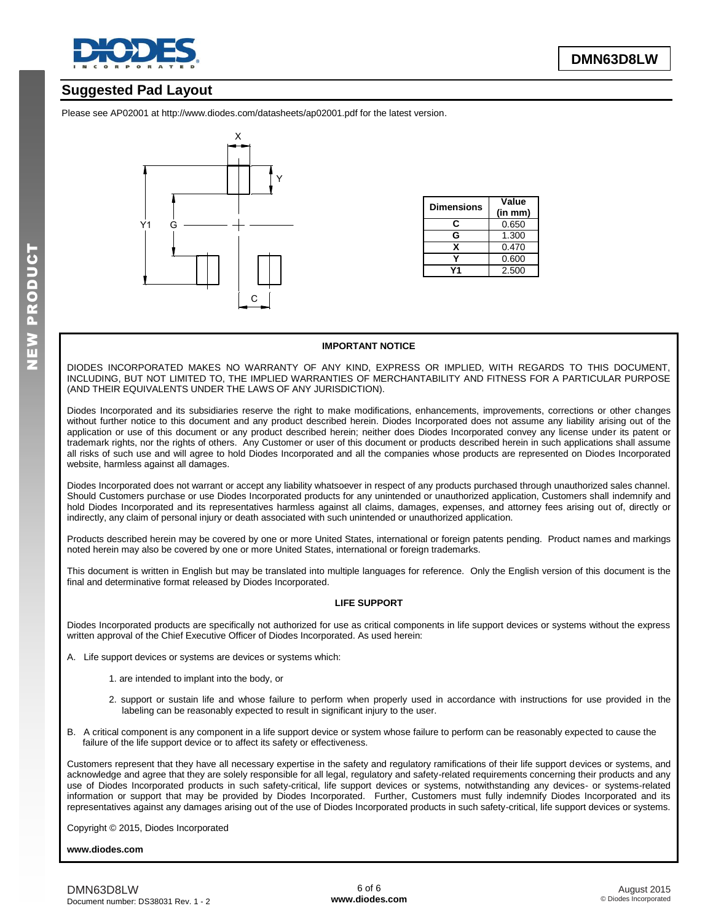## Suggested Pad Layout

Please see AP02001 at http://www.diodes.com/datasheets/ap02001.pdf for the latest version.

X

Y

Y1

G

C

| Dimensions | Value (in mm) |
|---|---|
| C | 0.650 |
| G | 1.300 |
| X | 0.470 |
| Y | 0.600 |
| Y1 | 2.500 |

**IMPORTANT NOTICE**

DIODES INCORPORATED MAKES NO WARRANTY OF ANY KIND, EXPRESS OR IMPLIED, WITH REGARDS TO THIS DOCUMENT, INCLUDING, BUT NOT LIMITED TO, THE IMPLIED WARRANTIES OF MERCHANTABILITY AND FITNESS FOR A PARTICULAR PURPOSE (AND THEIR EQUIVALENTS UNDER THE LAWS OF ANY JURISDICTION).

Diodes Incorporated and its subsidiaries reserve the right to make modifications, enhancements, improvements, corrections or other changes without further notice to this document and any product described herein. Diodes Incorporated does not assume any liability arising out of the application or use of this document or any product described herein; neither does Diodes Incorporated convey any license under its patent or trademark rights, nor the rights of others. Any Customer or user of this document or products described herein in such applications shall assume all risks of such use and will agree to hold Diodes Incorporated and all the companies whose products are represented on Diodes Incorporated website, harmless against all damages.

Diodes Incorporated does not warrant or accept any liability whatsoever in respect of any products purchased through unauthorized sales channel. Should Customers purchase or use Diodes Incorporated products for any unintended or unauthorized application, Customers shall indemnify and hold Diodes Incorporated and its representatives harmless against all claims, damages, expenses, and attorney fees arising out of, directly or indirectly, any claim of personal injury or death associated with such unintended or unauthorized application.

Products described herein may be covered by one or more United States, international or foreign patents pending. Product names and markings noted herein may also be covered by one or more United States, international or foreign trademarks.

This document is written in English but may be translated into multiple languages for reference. Only the English version of this document is the final and determinative format released by Diodes Incorporated.

**LIFE SUPPORT**

Diodes Incorporated products are specifically not authorized for use as critical components in life support devices or systems without the express written approval of the Chief Executive Officer of Diodes Incorporated. As used herein:

A. Life support devices or systems are devices or systems which:

1. are intended to implant into the body, or
2. support or sustain life and whose failure to perform when properly used in accordance with instructions for use provided in the labeling can be reasonably expected to result in significant injury to the user.

B. A critical component is any component in a life support device or system whose failure to perform can be reasonably expected to cause the failure of the life support device or to affect its safety or effectiveness.

Customers represent that they have all necessary expertise in the safety and regulatory ramifications of their life support devices or systems, and acknowledge and agree that they are solely responsible for all legal, regulatory and safety-related requirements concerning their products and any use of Diodes Incorporated products in such safety-critical, life support devices or systems, notwithstanding any devices- or systems-related information or support that may be provided by Diodes Incorporated. Further, Customers must fully indemnify Diodes Incorporated and its representatives against any damages arising out of the use of Diodes Incorporated products in such safety-critical, life support devices or systems.

Copyright © 2015, Diodes Incorporated

**www.diodes.com**